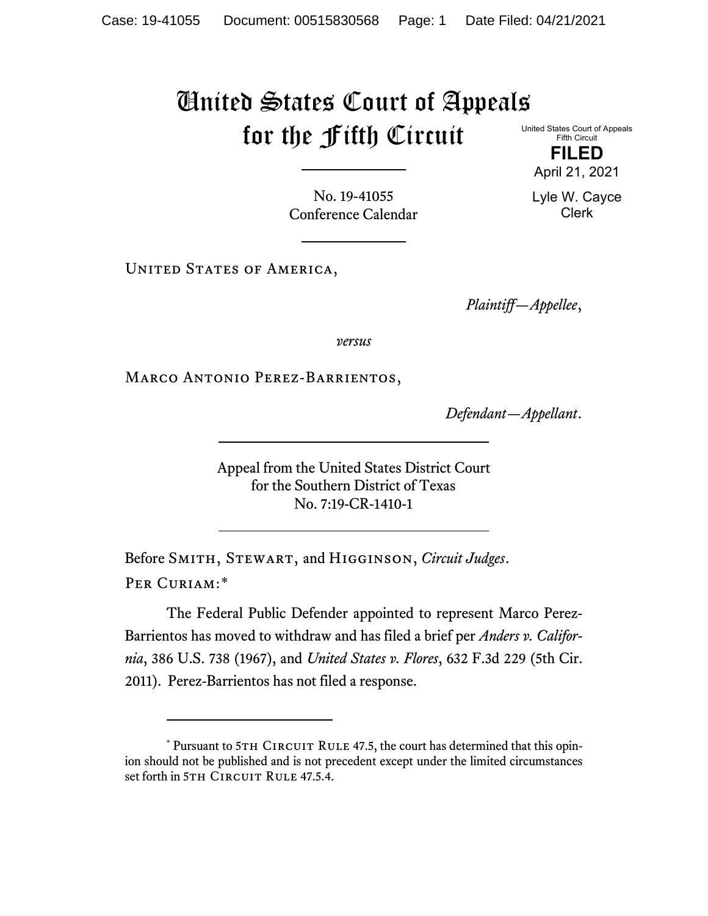# United States Court of Appeals for the Fifth Circuit

United States Court of Appeals
Fifth Circuit

**FILED**

April 21, 2021

Lyle W. Cayce
Clerk

No. 19-41055
Conference Calendar

United States of America,

*Plaintiff—Appellee*,

*versus*

Marco Antonio Perez-Barrientos,

*Defendant—Appellant*.

Appeal from the United States District Court
for the Southern District of Texas
No. 7:19-CR-1410-1

Before Smith, Stewart, and Higginson, *Circuit Judges*.

Per Curiam:*

The Federal Public Defender appointed to represent Marco Perez-Barrientos has moved to withdraw and has filed a brief per *Anders v. California*, 386 U.S. 738 (1967), and *United States v. Flores*, 632 F.3d 229 (5th Cir. 2011). Perez-Barrientos has not filed a response.

---

* Pursuant to 5th Circuit Rule 47.5, the court has determined that this opinion should not be published and is not precedent except under the limited circumstances set forth in 5th Circuit Rule 47.5.4.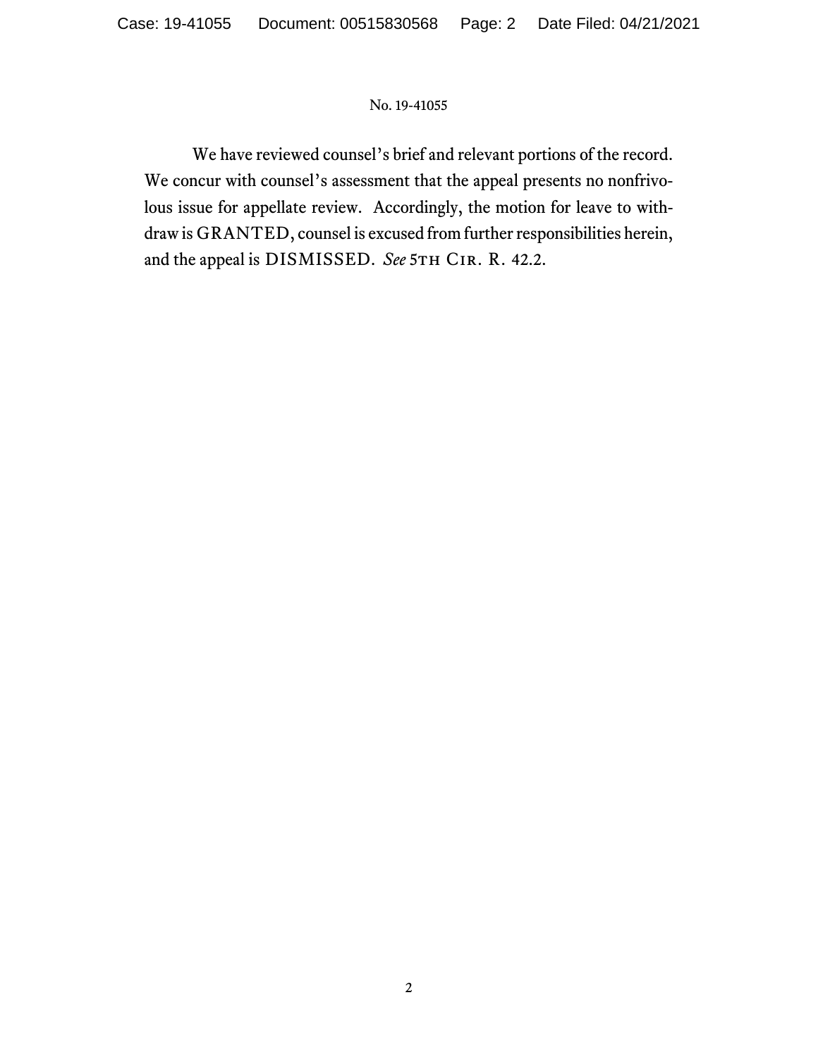We have reviewed counsel's brief and relevant portions of the record. We concur with counsel's assessment that the appeal presents no nonfrivolous issue for appellate review. Accordingly, the motion for leave to withdraw is GRANTED, counsel is excused from further responsibilities herein, and the appeal is DISMISSED. *See* 5TH CIR. R. 42.2.